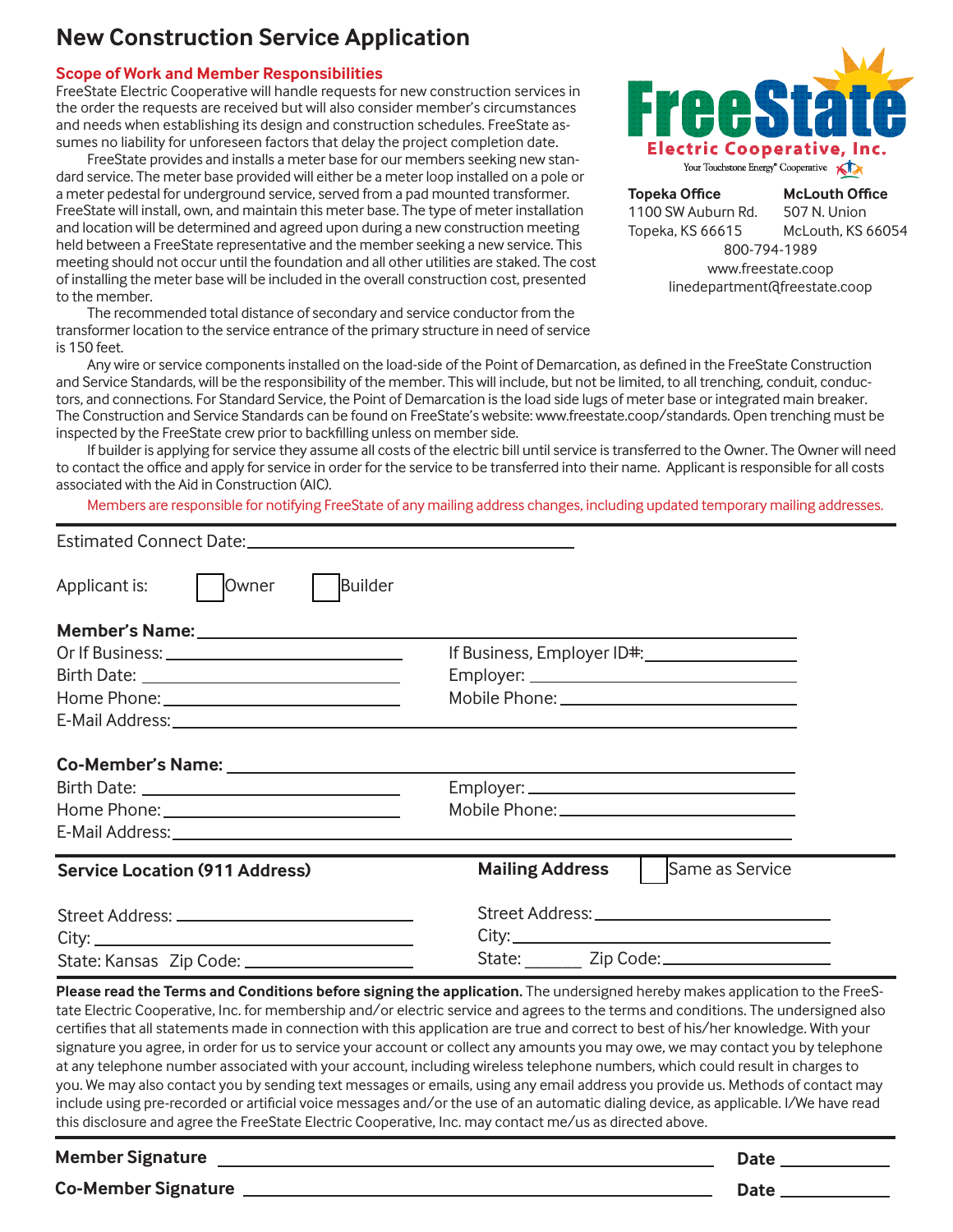# New Construction Service Application

**FreeState Electric Cooperative, Inc.**
Your Touchstone Energy® Cooperative

**Topeka Office**
1100 SW Auburn Rd.
Topeka, KS 66615

**McLouth Office**
507 N. Union
McLouth, KS 66054

800-794-1989
www.freestate.coop
linedepartment@freestate.coop

## Scope of Work and Member Responsibilities

FreeState Electric Cooperative will handle requests for new construction services in the order the requests are received but will also consider member's circumstances and needs when establishing its design and construction schedules. FreeState assumes no liability for unforeseen factors that delay the project completion date.

FreeState provides and installs a meter base for our members seeking new standard service. The meter base provided will either be a meter loop installed on a pole or a meter pedestal for underground service, served from a pad mounted transformer. FreeState will install, own, and maintain this meter base. The type of meter installation and location will be determined and agreed upon during a new construction meeting held between a FreeState representative and the member seeking a new service. This meeting should not occur until the foundation and all other utilities are staked. The cost of installing the meter base will be included in the overall construction cost, presented to the member.

The recommended total distance of secondary and service conductor from the transformer location to the service entrance of the primary structure in need of service is 150 feet.

Any wire or service components installed on the load-side of the Point of Demarcation, as defined in the FreeState Construction and Service Standards, will be the responsibility of the member. This will include, but not be limited, to all trenching, conduit, conductors, and connections. For Standard Service, the Point of Demarcation is the load side lugs of meter base or integrated main breaker. The Construction and Service Standards can be found on FreeState's website: www.freestate.coop/standards. Open trenching must be inspected by the FreeState crew prior to backfilling unless on member side.

If builder is applying for service they assume all costs of the electric bill until service is transferred to the Owner. The Owner will need to contact the office and apply for service in order for the service to be transferred into their name. Applicant is responsible for all costs associated with the Aid in Construction (AIC).

Members are responsible for notifying FreeState of any mailing address changes, including updated temporary mailing addresses.

---

Estimated Connect Date: ______________________

Applicant is: ☐ Owner ☐ Builder

**Member's Name:** ______________________

Or If Business: ______________________ If Business, Employer ID#: ______________________

Birth Date: ______________________ Employer: ______________________

Home Phone: ______________________ Mobile Phone: ______________________

E-Mail Address: ______________________

**Co-Member's Name:** ______________________

Birth Date: ______________________ Employer: ______________________

Home Phone: ______________________ Mobile Phone: ______________________

E-Mail Address: ______________________

**Service Location (911 Address)**

Street Address: ______________________

City: ______________________

State: Kansas Zip Code: ______________________

**Mailing Address** ☐ Same as Service

Street Address: ______________________

City: ______________________

State: ________ Zip Code: ______________________

---

**Please read the Terms and Conditions before signing the application.** The undersigned hereby makes application to the FreeState Electric Cooperative, Inc. for membership and/or electric service and agrees to the terms and conditions. The undersigned also certifies that all statements made in connection with this application are true and correct to best of his/her knowledge. With your signature you agree, in order for us to service your account or collect any amounts you may owe, we may contact you by telephone at any telephone number associated with your account, including wireless telephone numbers, which could result in charges to you. We may also contact you by sending text messages or emails, using any email address you provide us. Methods of contact may include using pre-recorded or artificial voice messages and/or the use of an automatic dialing device, as applicable. I/We have read this disclosure and agree the FreeState Electric Cooperative, Inc. may contact me/us as directed above.

---

**Member Signature** ______________________ **Date** __________

**Co-Member Signature** ______________________ **Date** __________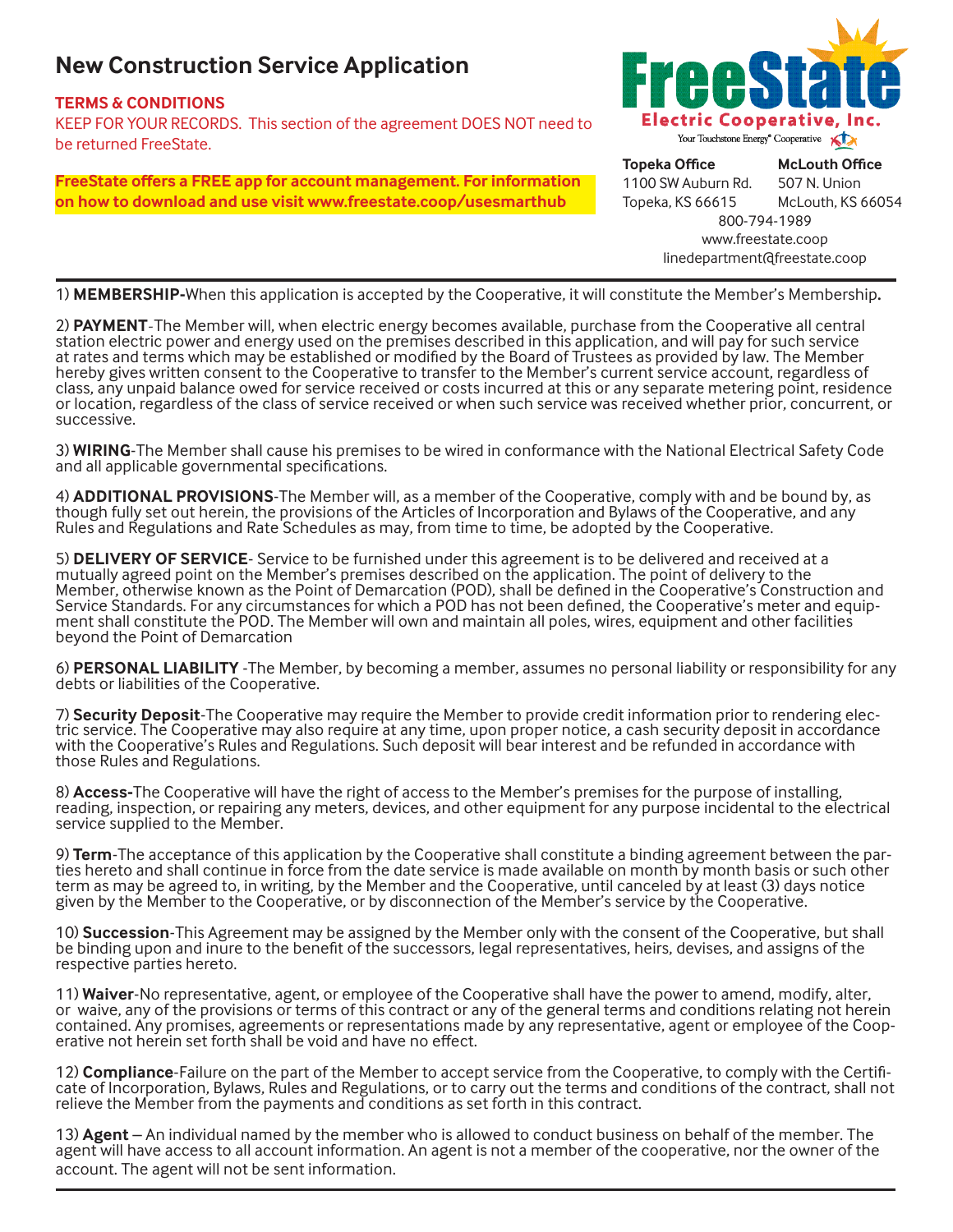# New Construction Service Application

**TERMS & CONDITIONS**

KEEP FOR YOUR RECORDS. This section of the agreement DOES NOT need to be returned FreeState.

**FreeState offers a FREE app for account management. For information on how to download and use visit www.freestate.coop/usesmarthub**

FreeState Electric Cooperative, Inc.
Your Touchstone Energy® Cooperative

**Topeka Office**
1100 SW Auburn Rd.
Topeka, KS 66615

**McLouth Office**
507 N. Union
McLouth, KS 66054

800-794-1989
www.freestate.coop
linedepartment@freestate.coop

---

1) **MEMBERSHIP-**When this application is accepted by the Cooperative, it will constitute the Member's Membership**.**

2) **PAYMENT**-The Member will, when electric energy becomes available, purchase from the Cooperative all central station electric power and energy used on the premises described in this application, and will pay for such service at rates and terms which may be established or modified by the Board of Trustees as provided by law. The Member hereby gives written consent to the Cooperative to transfer to the Member's current service account, regardless of class, any unpaid balance owed for service received or costs incurred at this or any separate metering point, residence or location, regardless of the class of service received or when such service was received whether prior, concurrent, or successive.

3) **WIRING**-The Member shall cause his premises to be wired in conformance with the National Electrical Safety Code and all applicable governmental specifications.

4) **ADDITIONAL PROVISIONS**-The Member will, as a member of the Cooperative, comply with and be bound by, as though fully set out herein, the provisions of the Articles of Incorporation and Bylaws of the Cooperative, and any Rules and Regulations and Rate Schedules as may, from time to time, be adopted by the Cooperative.

5) **DELIVERY OF SERVICE**- Service to be furnished under this agreement is to be delivered and received at a mutually agreed point on the Member's premises described on the application. The point of delivery to the Member, otherwise known as the Point of Demarcation (POD), shall be defined in the Cooperative's Construction and Service Standards. For any circumstances for which a POD has not been defined, the Cooperative's meter and equipment shall constitute the POD. The Member will own and maintain all poles, wires, equipment and other facilities beyond the Point of Demarcation

6) **PERSONAL LIABILITY** -The Member, by becoming a member, assumes no personal liability or responsibility for any debts or liabilities of the Cooperative.

7) **Security Deposit**-The Cooperative may require the Member to provide credit information prior to rendering electric service. The Cooperative may also require at any time, upon proper notice, a cash security deposit in accordance with the Cooperative's Rules and Regulations. Such deposit will bear interest and be refunded in accordance with those Rules and Regulations.

8) **Access-**The Cooperative will have the right of access to the Member's premises for the purpose of installing, reading, inspection, or repairing any meters, devices, and other equipment for any purpose incidental to the electrical service supplied to the Member.

9) **Term**-The acceptance of this application by the Cooperative shall constitute a binding agreement between the parties hereto and shall continue in force from the date service is made available on month by month basis or such other term as may be agreed to, in writing, by the Member and the Cooperative, until canceled by at least (3) days notice given by the Member to the Cooperative, or by disconnection of the Member's service by the Cooperative.

10) **Succession**-This Agreement may be assigned by the Member only with the consent of the Cooperative, but shall be binding upon and inure to the benefit of the successors, legal representatives, heirs, devises, and assigns of the respective parties hereto.

11) **Waiver**-No representative, agent, or employee of the Cooperative shall have the power to amend, modify, alter, or waive, any of the provisions or terms of this contract or any of the general terms and conditions relating not herein contained. Any promises, agreements or representations made by any representative, agent or employee of the Cooperative not herein set forth shall be void and have no effect.

12) **Compliance**-Failure on the part of the Member to accept service from the Cooperative, to comply with the Certificate of Incorporation, Bylaws, Rules and Regulations, or to carry out the terms and conditions of the contract, shall not relieve the Member from the payments and conditions as set forth in this contract.

13) **Agent** – An individual named by the member who is allowed to conduct business on behalf of the member. The agent will have access to all account information. An agent is not a member of the cooperative, nor the owner of the account. The agent will not be sent information.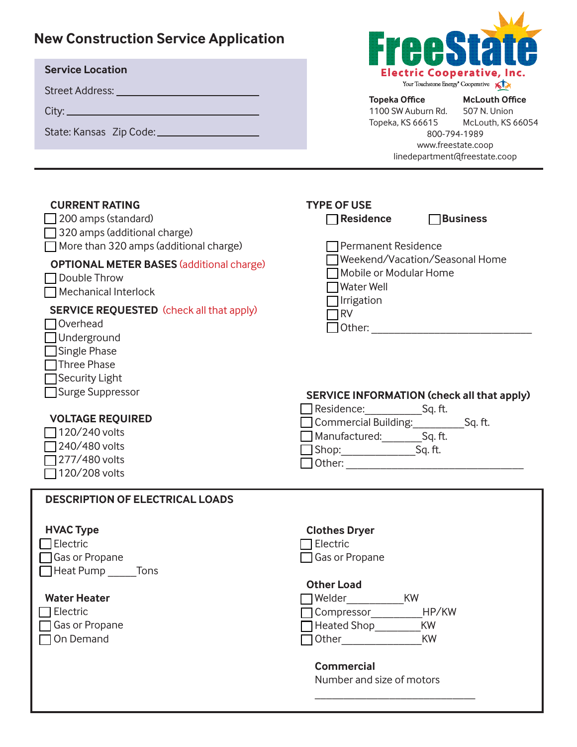# New Construction Service Application

**FreeState Electric Cooperative, Inc.**
Your Touchstone Energy® Cooperative

**Topeka Office**
1100 SW Auburn Rd.
Topeka, KS 66615

**McLouth Office**
507 N. Union
McLouth, KS 66054

800-794-1989
www.freestate.coop
linedepartment@freestate.coop

## Service Location

Street Address: ____________________

City: ____________________

State: Kansas Zip Code: ____________________

---

### CURRENT RATING

- ☐ 200 amps (standard)
- ☐ 320 amps (additional charge)
- ☐ More than 320 amps (additional charge)

### OPTIONAL METER BASES (additional charge)

- ☐ Double Throw
- ☐ Mechanical Interlock

### SERVICE REQUESTED (check all that apply)

- ☐ Overhead
- ☐ Underground
- ☐ Single Phase
- ☐ Three Phase
- ☐ Security Light
- ☐ Surge Suppressor

### VOLTAGE REQUIRED

- ☐ 120/240 volts
- ☐ 240/480 volts
- ☐ 277/480 volts
- ☐ 120/208 volts

### TYPE OF USE

☐ **Residence** ☐ **Business**

- ☐ Permanent Residence
- ☐ Weekend/Vacation/Seasonal Home
- ☐ Mobile or Modular Home
- ☐ Water Well
- ☐ Irrigation
- ☐ RV
- ☐ Other: ____________________

### SERVICE INFORMATION (check all that apply)

- ☐ Residence:__________Sq. ft.
- ☐ Commercial Building:__________Sq. ft.
- ☐ Manufactured:__________Sq. ft.
- ☐ Shop:__________Sq. ft.
- ☐ Other: ____________________

## DESCRIPTION OF ELECTRICAL LOADS

**HVAC Type**

- ☐ Electric
- ☐ Gas or Propane
- ☐ Heat Pump _____Tons

**Water Heater**

- ☐ Electric
- ☐ Gas or Propane
- ☐ On Demand

**Clothes Dryer**

- ☐ Electric
- ☐ Gas or Propane

**Other Load**

- ☐ Welder__________KW
- ☐ Compressor__________HP/KW
- ☐ Heated Shop__________KW
- ☐ Other__________KW

**Commercial**

Number and size of motors

____________________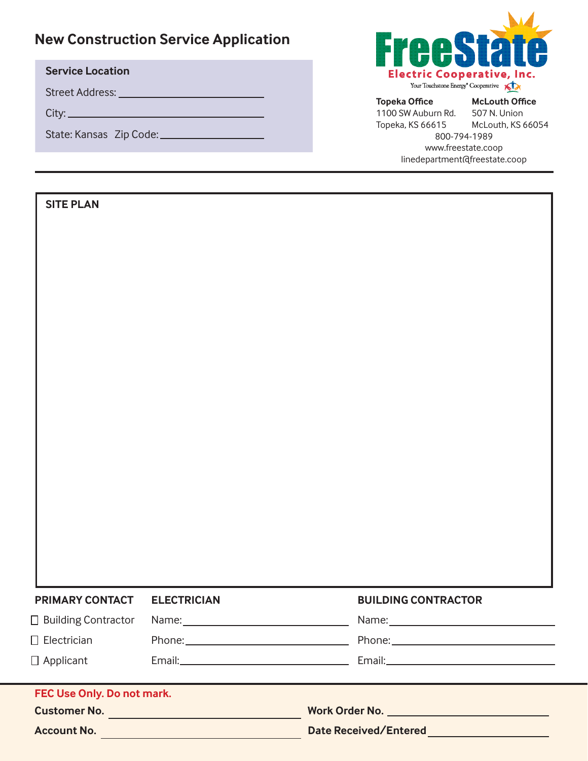# New Construction Service Application

**FreeState Electric Cooperative, Inc.**
Your Touchstone Energy® Cooperative

**Topeka Office**
1100 SW Auburn Rd.
Topeka, KS 66615

**McLouth Office**
507 N. Union
McLouth, KS 66054

800-794-1989
www.freestate.coop
linedepartment@freestate.coop

## Service Location

Street Address: ____________________

City: ____________________

State: Kansas Zip Code: ____________________

---

## SITE PLAN

---

| PRIMARY CONTACT | ELECTRICIAN | BUILDING CONTRACTOR |
|---|---|---|
| ☐ Building Contractor | Name: ____________________ | Name: ____________________ |
| ☐ Electrician | Phone: ____________________ | Phone: ____________________ |
| ☐ Applicant | Email: ____________________ | Email: ____________________ |

---

**FEC Use Only. Do not mark.**

**Customer No.** ____________________ **Work Order No.** ____________________

**Account No.** ____________________ **Date Received/Entered** ____________________